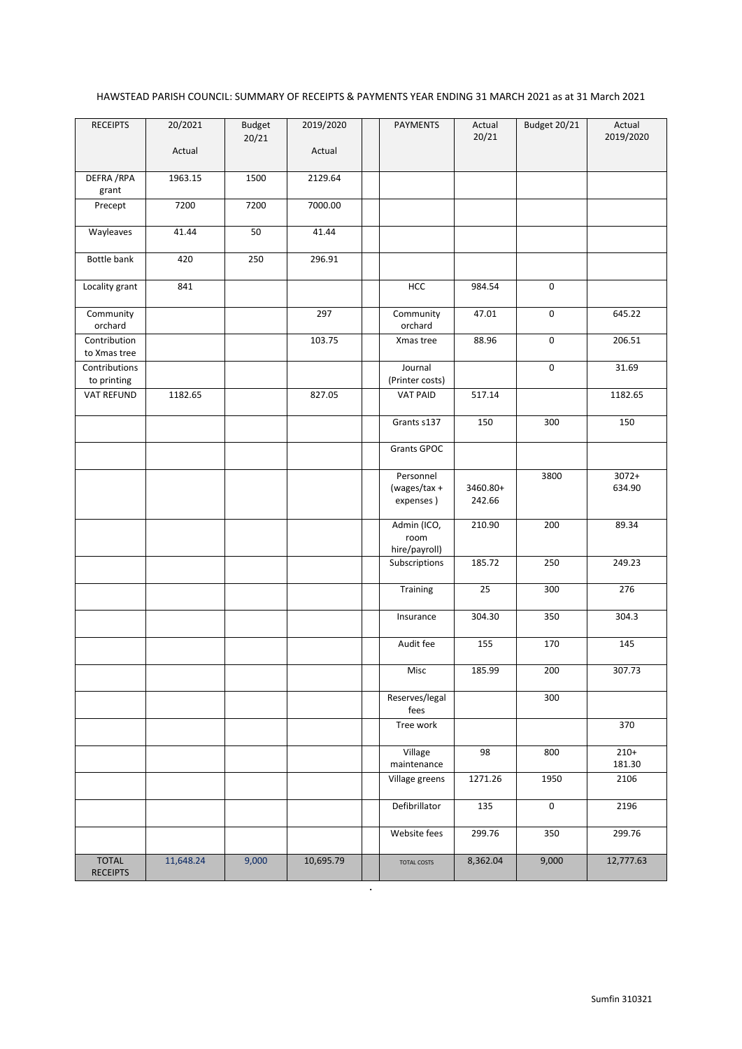HAWSTEAD PARISH COUNCIL: SUMMARY OF RECEIPTS & PAYMENTS YEAR ENDING 31 MARCH 2021 as at 31 March 2021

| RECEIPTS | 20/2021 Actual | Budget 20/21 | 2019/2020 Actual | | PAYMENTS | Actual 20/21 | Budget 20/21 | Actual 2019/2020 |
|---|---|---|---|---|---|---|---|---|
| DEFRA /RPA grant | 1963.15 | 1500 | 2129.64 | | | | | |
| Precept | 7200 | 7200 | 7000.00 | | | | | |
| Wayleaves | 41.44 | 50 | 41.44 | | | | | |
| Bottle bank | 420 | 250 | 296.91 | | | | | |
| Locality grant | 841 | | | | HCC | 984.54 | 0 | |
| Community orchard | | | 297 | | Community orchard | 47.01 | 0 | 645.22 |
| Contribution to Xmas tree | | | 103.75 | | Xmas tree | 88.96 | 0 | 206.51 |
| Contributions to printing | | | | | Journal (Printer costs) | | 0 | 31.69 |
| VAT REFUND | 1182.65 | | 827.05 | | VAT PAID | 517.14 | | 1182.65 |
| | | | | | Grants s137 | 150 | 300 | 150 |
| | | | | | Grants GPOC | | | |
| | | | | | Personnel (wages/tax + expenses ) | 3460.80+ 242.66 | 3800 | 3072+ 634.90 |
| | | | | | Admin (ICO, room hire/payroll) | 210.90 | 200 | 89.34 |
| | | | | | Subscriptions | 185.72 | 250 | 249.23 |
| | | | | | Training | 25 | 300 | 276 |
| | | | | | Insurance | 304.30 | 350 | 304.3 |
| | | | | | Audit fee | 155 | 170 | 145 |
| | | | | | Misc | 185.99 | 200 | 307.73 |
| | | | | | Reserves/legal fees | | 300 | |
| | | | | | Tree work | | | 370 |
| | | | | | Village maintenance | 98 | 800 | 210+ 181.30 |
| | | | | | Village greens | 1271.26 | 1950 | 2106 |
| | | | | | Defibrillator | 135 | 0 | 2196 |
| | | | | | Website fees | 299.76 | 350 | 299.76 |
| TOTAL RECEIPTS | 11,648.24 | 9,000 | 10,695.79 | | TOTAL COSTS | 8,362.04 | 9,000 | 12,777.63 |

.

Sumfin 310321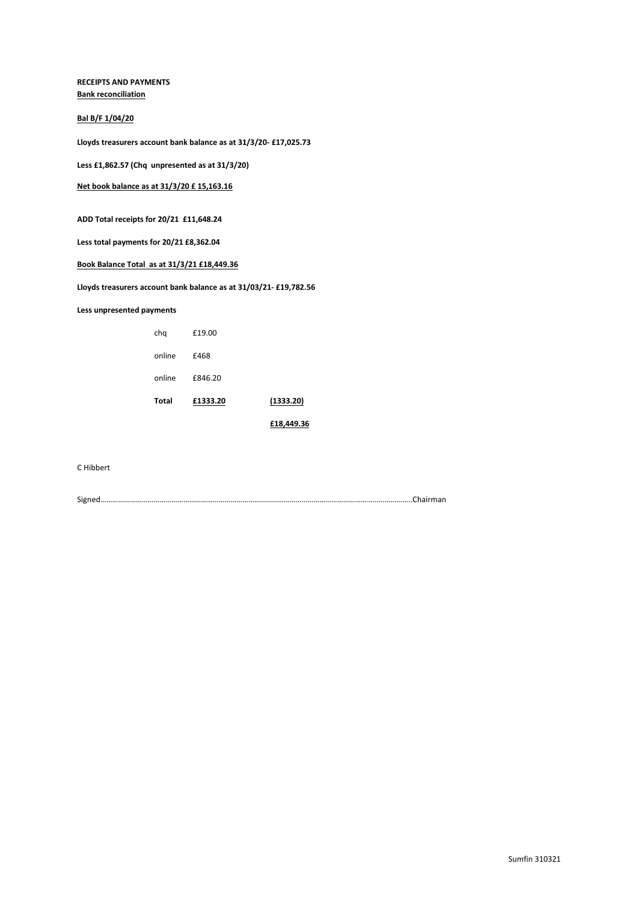**RECEIPTS AND PAYMENTS**

**<u>Bank reconciliation</u>**

**<u>Bal B/F 1/04/20</u>**

**Lloyds treasurers account bank balance as at 31/3/20- £17,025.73**

**Less £1,862.57 (Chq unpresented as at 31/3/20)**

**<u>Net book balance as at 31/3/20 £ 15,163.16</u>**

**ADD Total receipts for 20/21 £11,648.24**

**Less total payments for 20/21 £8,362.04**

**<u>Book Balance Total as at 31/3/21 £18,449.36</u>**

**Lloyds treasurers account bank balance as at 31/03/21- £19,782.56**

**Less unpresented payments**

| | | |
|---|---|---|
| chq | £19.00 | |
| online | £468 | |
| online | £846.20 | |
| **Total** | **<u>£1333.20</u>** | **<u>(1333.20)</u>** |
| | | **<u>£18,449.36</u>** |

C Hibbert

Signed……………………………………………………………………………………………………………………………………………..Chairman

Sumfin 310321